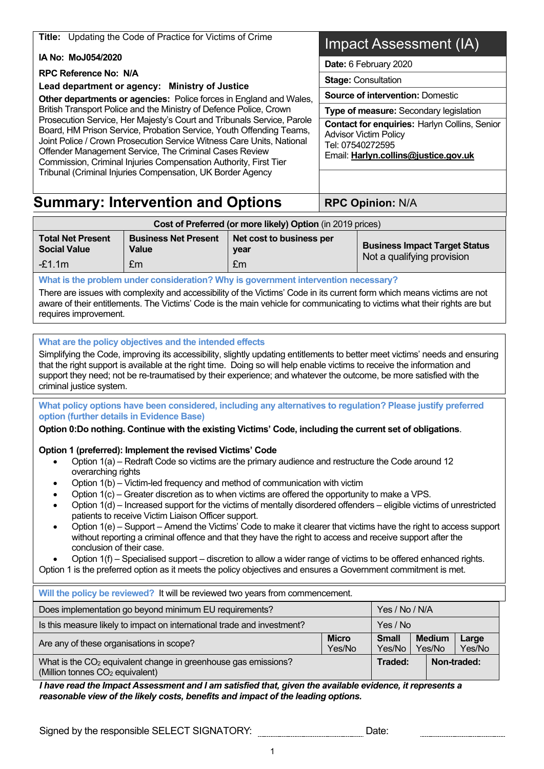**Title:** Updating the Code of Practice for Victims of Crime

**IA No: MoJ054/2020**

**RPC Reference No: N/A**

**Lead department or agency: Ministry of Justice**

**Other departments or agencies:** Police forces in England and Wales, British Transport Police and the Ministry of Defence Police, Crown Prosecution Service, Her Majesty's Court and Tribunals Service, Parole Board, HM Prison Service, Probation Service, Youth Offending Teams, Joint Police / Crown Prosecution Service Witness Care Units, National Offender Management Service, The Criminal Cases Review Commission, Criminal Injuries Compensation Authority, First Tier Tribunal (Criminal Injuries Compensation, UK Border Agency

# Impact Assessment (IA)

**Date:** 6 February 2020

**Stage:** Consultation

**Source of intervention:** Domestic

**Type of measure:** Secondary legislation

**Contact for enquiries:** Harlyn Collins, Senior Advisor Victim Policy
Tel: 07540272595
Email: **Harlyn.collins@justice.gov.uk**

## Summary: Intervention and Options

**RPC Opinion:** N/A

| **Cost of Preferred (or more likely) Option** (in 2019 prices) | | | |
|---|---|---|---|
| **Total Net Present Social Value** | **Business Net Present Value** | **Net cost to business per year** | **Business Impact Target Status** |
| -£1.1m | £m | £m | Not a qualifying provision |

**What is the problem under consideration? Why is government intervention necessary?**

There are issues with complexity and accessibility of the Victims' Code in its current form which means victims are not aware of their entitlements. The Victims' Code is the main vehicle for communicating to victims what their rights are but requires improvement.

**What are the policy objectives and the intended effects**

Simplifying the Code, improving its accessibility, slightly updating entitlements to better meet victims' needs and ensuring that the right support is available at the right time. Doing so will help enable victims to receive the information and support they need; not be re-traumatised by their experience; and whatever the outcome, be more satisfied with the criminal justice system.

**What policy options have been considered, including any alternatives to regulation? Please justify preferred option (further details in Evidence Base)**

**Option 0:Do nothing. Continue with the existing Victims' Code, including the current set of obligations**.

**Option 1 (preferred): Implement the revised Victims' Code**

- Option 1(a) – Redraft Code so victims are the primary audience and restructure the Code around 12 overarching rights
- Option 1(b) – Victim-led frequency and method of communication with victim
- Option 1(c) – Greater discretion as to when victims are offered the opportunity to make a VPS.
- Option 1(d) – Increased support for the victims of mentally disordered offenders – eligible victims of unrestricted patients to receive Victim Liaison Officer support.
- Option 1(e) – Support – Amend the Victims' Code to make it clearer that victims have the right to access support without reporting a criminal offence and that they have the right to access and receive support after the conclusion of their case.
- Option 1(f) – Specialised support – discretion to allow a wider range of victims to be offered enhanced rights.

Option 1 is the preferred option as it meets the policy objectives and ensures a Government commitment is met.

**Will the policy be reviewed?** It will be reviewed two years from commencement.

| | | | | |
|---|---|---|---|---|
| Does implementation go beyond minimum EU requirements? | | Yes / No / N/A | | |
| Is this measure likely to impact on international trade and investment? | | Yes / No | | |
| Are any of these organisations in scope? | **Micro** Yes/No | **Small** Yes/No | **Medium** Yes/No | **Large** Yes/No |
| What is the $CO_2$ equivalent change in greenhouse gas emissions? (Million tonnes $CO_2$ equivalent) | | **Traded:** | **Non-traded:** | |

***I have read the Impact Assessment and I am satisfied that, given the available evidence, it represents a reasonable view of the likely costs, benefits and impact of the leading options.***

Signed by the responsible SELECT SIGNATORY: .............................. Date: ..............................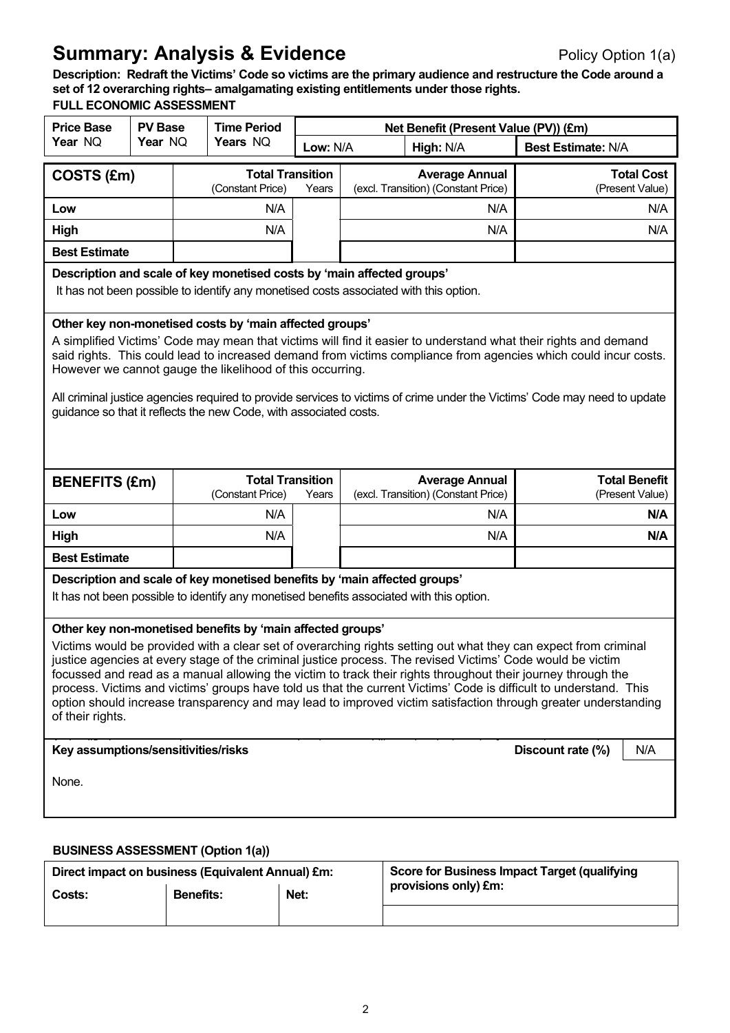# Summary: Analysis & Evidence

Policy Option 1(a)

**Description: Redraft the Victims' Code so victims are the primary audience and restructure the Code around a set of 12 overarching rights– amalgamating existing entitlements under those rights.**

**FULL ECONOMIC ASSESSMENT**

| Price Base Year NQ | PV Base Year NQ | Time Period Years NQ | Net Benefit (Present Value (PV)) (£m) | | |
|---|---|---|---|---|---|
| | | | Low: N/A | High: N/A | Best Estimate: N/A |

| COSTS (£m) | Total Transition (Constant Price) | Years | Average Annual (excl. Transition) (Constant Price) | Total Cost (Present Value) |
|---|---|---|---|---|
| Low | N/A | | N/A | N/A |
| High | N/A | | N/A | N/A |
| Best Estimate | | | | |

**Description and scale of key monetised costs by 'main affected groups'**

It has not been possible to identify any monetised costs associated with this option.

**Other key non-monetised costs by 'main affected groups'**

A simplified Victims' Code may mean that victims will find it easier to understand what their rights and demand said rights. This could lead to increased demand from victims compliance from agencies which could incur costs. However we cannot gauge the likelihood of this occurring.

All criminal justice agencies required to provide services to victims of crime under the Victims' Code may need to update guidance so that it reflects the new Code, with associated costs.

| BENEFITS (£m) | Total Transition (Constant Price) | Years | Average Annual (excl. Transition) (Constant Price) | Total Benefit (Present Value) |
|---|---|---|---|---|
| Low | N/A | | N/A | **N/A** |
| High | N/A | | N/A | **N/A** |
| Best Estimate | | | | |

**Description and scale of key monetised benefits by 'main affected groups'**

It has not been possible to identify any monetised benefits associated with this option.

**Other key non-monetised benefits by 'main affected groups'**

Victims would be provided with a clear set of overarching rights setting out what they can expect from criminal justice agencies at every stage of the criminal justice process. The revised Victims' Code would be victim focussed and read as a manual allowing the victim to track their rights throughout their journey through the process. Victims and victims' groups have told us that the current Victims' Code is difficult to understand. This option should increase transparency and may lead to improved victim satisfaction through greater understanding of their rights.

**Key assumptions/sensitivities/risks** | **Discount rate (%)** N/A

None.

**BUSINESS ASSESSMENT (Option 1(a))**

| Direct impact on business (Equivalent Annual) £m: | | | Score for Business Impact Target (qualifying provisions only) £m: |
|---|---|---|---|
| Costs: | Benefits: | Net: | |
| | | | |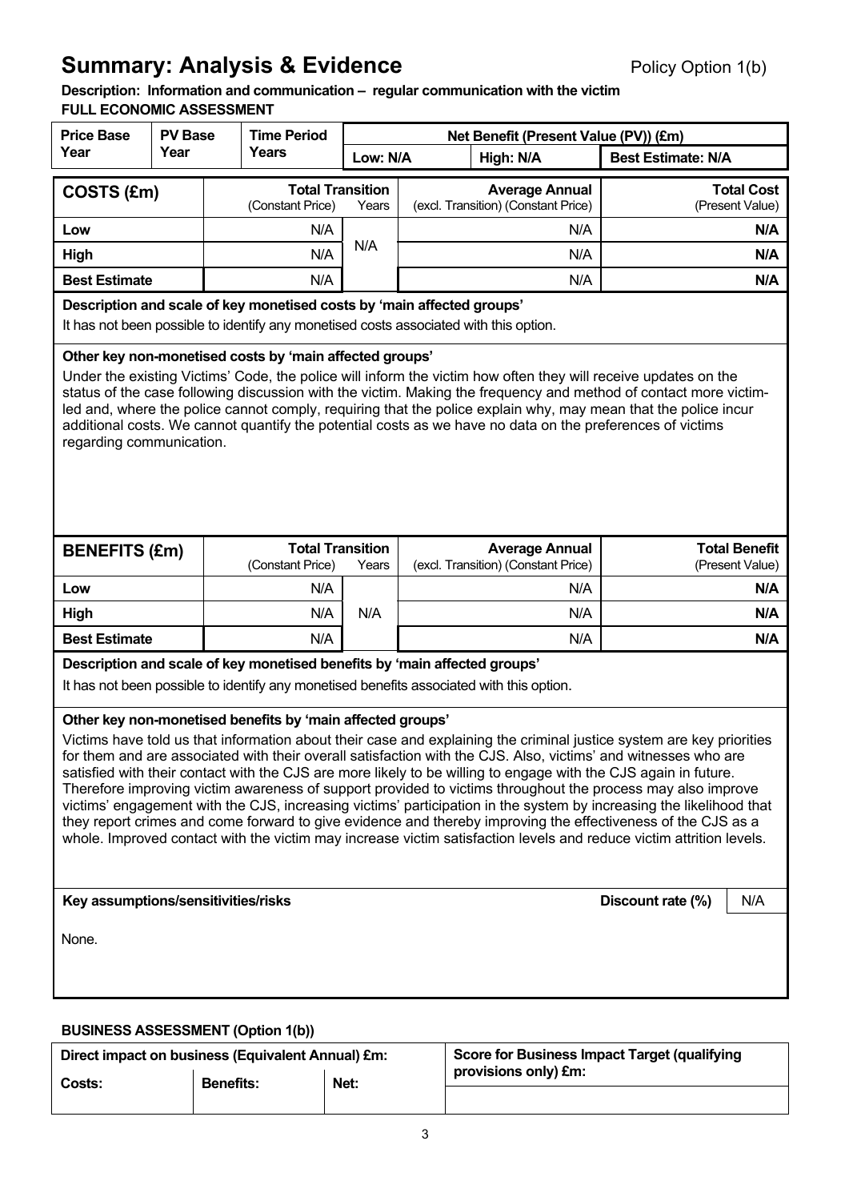# Summary: Analysis & Evidence

Policy Option 1(b)

**Description: Information and communication – regular communication with the victim**

**FULL ECONOMIC ASSESSMENT**

| Price Base Year | PV Base Year | Time Period Years | Net Benefit (Present Value (PV)) (£m) | | |
|---|---|---|---|---|---|
| | | | Low: N/A | High: N/A | Best Estimate: N/A |

| COSTS (£m) | Total Transition (Constant Price) | Years | Average Annual (excl. Transition) (Constant Price) | Total Cost (Present Value) |
|---|---|---|---|---|
| Low | N/A | N/A | N/A | **N/A** |
| High | N/A | | N/A | **N/A** |
| **Best Estimate** | N/A | | N/A | **N/A** |

**Description and scale of key monetised costs by 'main affected groups'**

It has not been possible to identify any monetised costs associated with this option.

**Other key non-monetised costs by 'main affected groups'**

Under the existing Victims' Code, the police will inform the victim how often they will receive updates on the status of the case following discussion with the victim. Making the frequency and method of contact more victim-led and, where the police cannot comply, requiring that the police explain why, may mean that the police incur additional costs. We cannot quantify the potential costs as we have no data on the preferences of victims regarding communication.

| BENEFITS (£m) | Total Transition (Constant Price) | Years | Average Annual (excl. Transition) (Constant Price) | Total Benefit (Present Value) |
|---|---|---|---|---|
| Low | N/A | | N/A | **N/A** |
| High | N/A | N/A | N/A | **N/A** |
| **Best Estimate** | N/A | | N/A | **N/A** |

**Description and scale of key monetised benefits by 'main affected groups'**

It has not been possible to identify any monetised benefits associated with this option.

**Other key non-monetised benefits by 'main affected groups'**

Victims have told us that information about their case and explaining the criminal justice system are key priorities for them and are associated with their overall satisfaction with the CJS. Also, victims' and witnesses who are satisfied with their contact with the CJS are more likely to be willing to engage with the CJS again in future. Therefore improving victim awareness of support provided to victims throughout the process may also improve victims' engagement with the CJS, increasing victims' participation in the system by increasing the likelihood that they report crimes and come forward to give evidence and thereby improving the effectiveness of the CJS as a whole. Improved contact with the victim may increase victim satisfaction levels and reduce victim attrition levels.

**Key assumptions/sensitivities/risks** | **Discount rate (%)** N/A

None.

**BUSINESS ASSESSMENT (Option 1(b))**

| Direct impact on business (Equivalent Annual) £m: | | | Score for Business Impact Target (qualifying provisions only) £m: |
|---|---|---|---|
| Costs: | Benefits: | Net: | |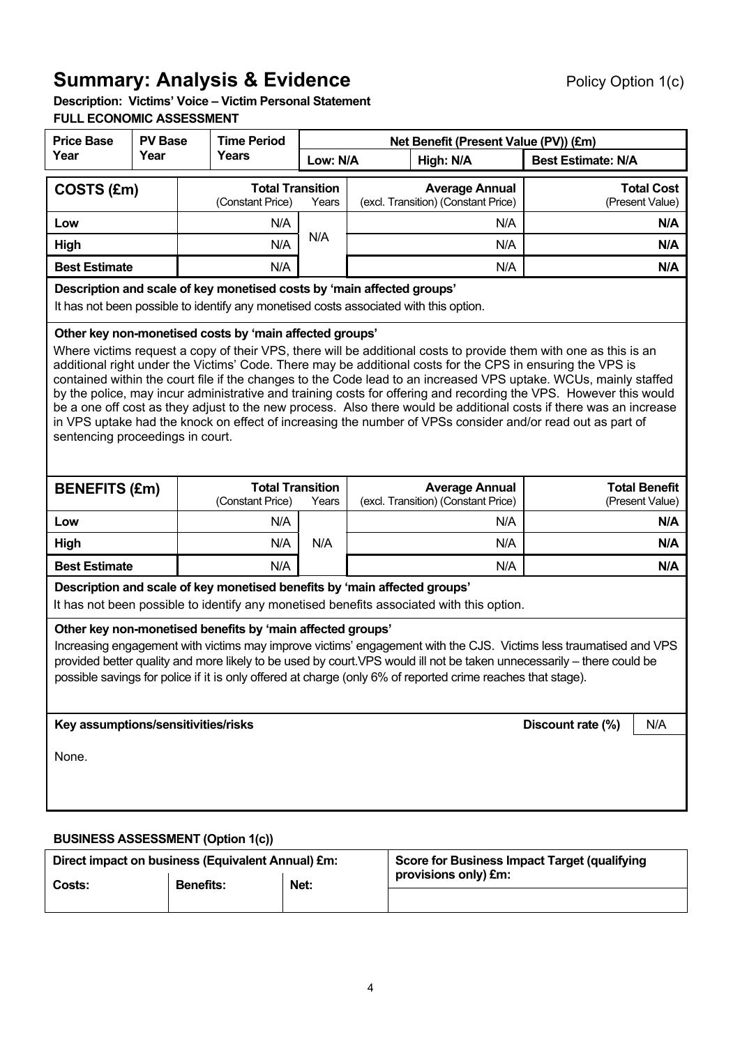# Summary: Analysis & Evidence

Policy Option 1(c)

**Description: Victims' Voice – Victim Personal Statement**

**FULL ECONOMIC ASSESSMENT**

| Price Base Year | PV Base Year | Time Period Years | Net Benefit (Present Value (PV)) (£m) | | |
|---|---|---|---|---|---|
| | | | Low: N/A | High: N/A | Best Estimate: N/A |

| COSTS (£m) | Total Transition (Constant Price) | Years | Average Annual (excl. Transition) (Constant Price) | Total Cost (Present Value) |
|---|---|---|---|---|
| Low | N/A | N/A | N/A | N/A |
| High | N/A | | N/A | N/A |
| Best Estimate | N/A | | N/A | N/A |

**Description and scale of key monetised costs by 'main affected groups'**

It has not been possible to identify any monetised costs associated with this option.

**Other key non-monetised costs by 'main affected groups'**

Where victims request a copy of their VPS, there will be additional costs to provide them with one as this is an additional right under the Victims' Code. There may be additional costs for the CPS in ensuring the VPS is contained within the court file if the changes to the Code lead to an increased VPS uptake. WCUs, mainly staffed by the police, may incur administrative and training costs for offering and recording the VPS. However this would be a one off cost as they adjust to the new process. Also there would be additional costs if there was an increase in VPS uptake had the knock on effect of increasing the number of VPSs consider and/or read out as part of sentencing proceedings in court.

| BENEFITS (£m) | Total Transition (Constant Price) | Years | Average Annual (excl. Transition) (Constant Price) | Total Benefit (Present Value) |
|---|---|---|---|---|
| Low | N/A | N/A | N/A | N/A |
| High | N/A | | N/A | N/A |
| Best Estimate | N/A | | N/A | N/A |

**Description and scale of key monetised benefits by 'main affected groups'**

It has not been possible to identify any monetised benefits associated with this option.

**Other key non-monetised benefits by 'main affected groups'**

Increasing engagement with victims may improve victims' engagement with the CJS. Victims less traumatised and VPS provided better quality and more likely to be used by court.VPS would ill not be taken unnecessarily – there could be possible savings for police if it is only offered at charge (only 6% of reported crime reaches that stage).

**Key assumptions/sensitivities/risks** | **Discount rate (%)** | N/A

None.

**BUSINESS ASSESSMENT (Option 1(c))**

| Direct impact on business (Equivalent Annual) £m: | | | Score for Business Impact Target (qualifying provisions only) £m: |
|---|---|---|---|
| Costs: | Benefits: | Net: | |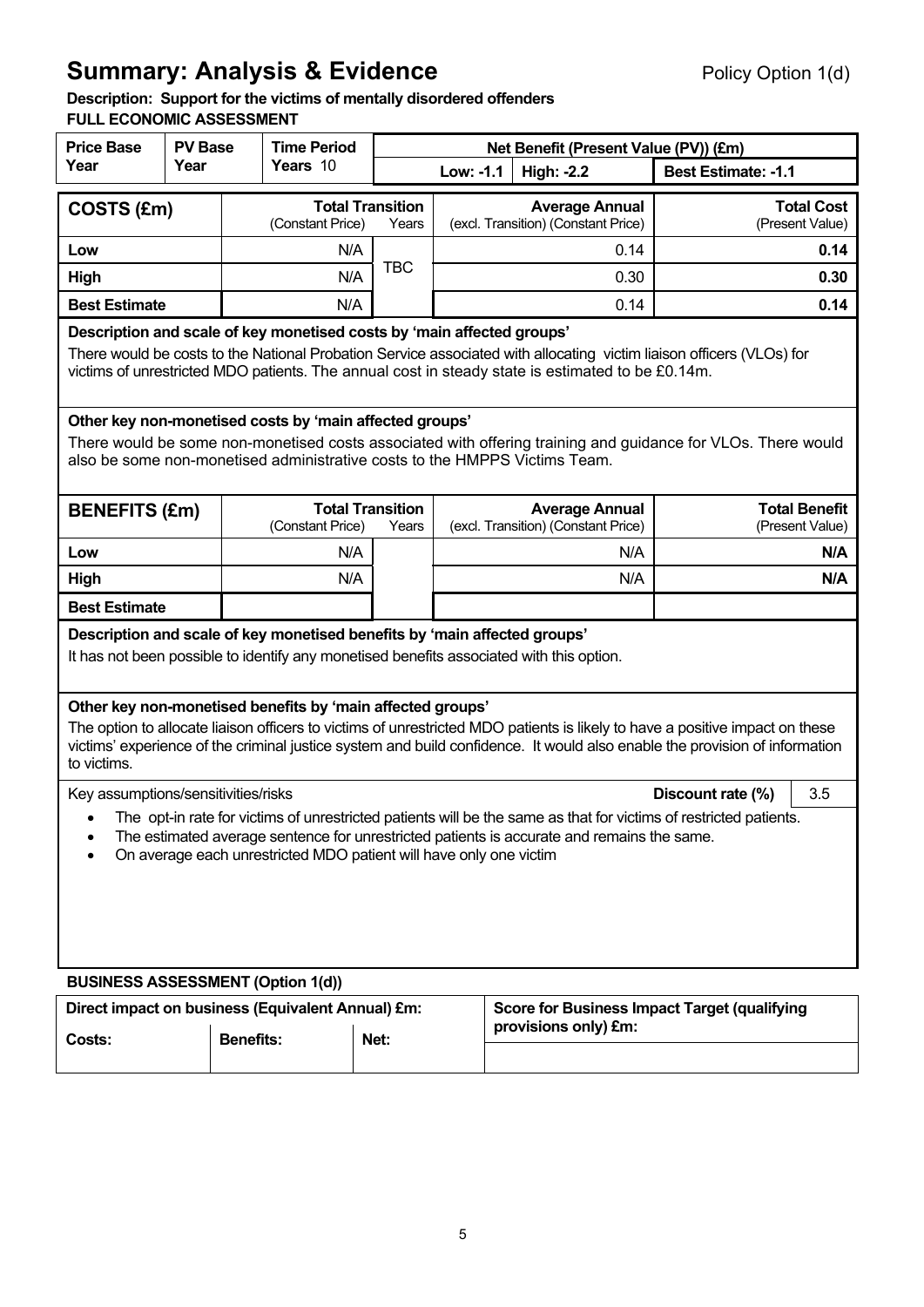# Summary: Analysis & Evidence

Policy Option 1(d)

**Description: Support for the victims of mentally disordered offenders**

**FULL ECONOMIC ASSESSMENT**

| Price Base Year | PV Base Year | Time Period Years 10 | Net Benefit (Present Value (PV)) (£m) | | |
|---|---|---|---|---|---|
| | | | Low: -1.1 | High: -2.2 | Best Estimate: -1.1 |

| COSTS (£m) | Total Transition (Constant Price) | Years | Average Annual (excl. Transition) (Constant Price) | Total Cost (Present Value) |
|---|---|---|---|---|
| Low | N/A | TBC | 0.14 | 0.14 |
| High | N/A | | 0.30 | 0.30 |
| Best Estimate | N/A | | 0.14 | 0.14 |

**Description and scale of key monetised costs by 'main affected groups'**

There would be costs to the National Probation Service associated with allocating victim liaison officers (VLOs) for victims of unrestricted MDO patients. The annual cost in steady state is estimated to be £0.14m.

**Other key non-monetised costs by 'main affected groups'**

There would be some non-monetised costs associated with offering training and guidance for VLOs. There would also be some non-monetised administrative costs to the HMPPS Victims Team.

| BENEFITS (£m) | Total Transition (Constant Price) | Years | Average Annual (excl. Transition) (Constant Price) | Total Benefit (Present Value) |
|---|---|---|---|---|
| Low | N/A | | N/A | N/A |
| High | N/A | | N/A | N/A |
| Best Estimate | | | | |

**Description and scale of key monetised benefits by 'main affected groups'**

It has not been possible to identify any monetised benefits associated with this option.

**Other key non-monetised benefits by 'main affected groups'**

The option to allocate liaison officers to victims of unrestricted MDO patients is likely to have a positive impact on these victims' experience of the criminal justice system and build confidence. It would also enable the provision of information to victims.

Key assumptions/sensitivities/risks

**Discount rate (%)** 3.5

- The opt-in rate for victims of unrestricted patients will be the same as that for victims of restricted patients.
- The estimated average sentence for unrestricted patients is accurate and remains the same.
- On average each unrestricted MDO patient will have only one victim

**BUSINESS ASSESSMENT (Option 1(d))**

| Direct impact on business (Equivalent Annual) £m: | | | Score for Business Impact Target (qualifying provisions only) £m: |
|---|---|---|---|
| Costs: | Benefits: | Net: | |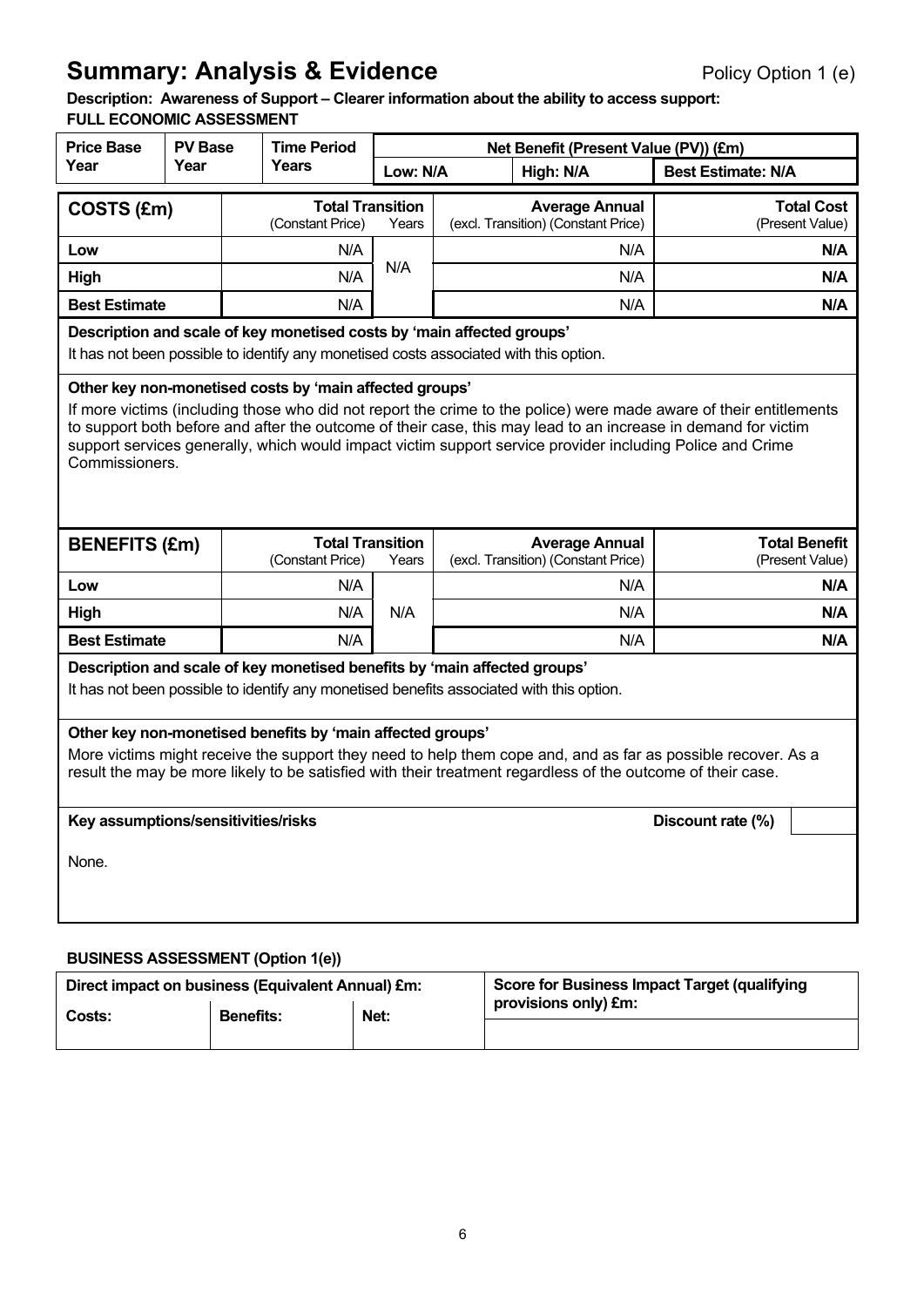# Summary: Analysis & Evidence

Policy Option 1 (e)

**Description: Awareness of Support – Clearer information about the ability to access support:**

**FULL ECONOMIC ASSESSMENT**

| Price Base Year | PV Base Year | Time Period Years | Net Benefit (Present Value (PV)) (£m) | | |
|---|---|---|---|---|---|
| | | | Low: N/A | High: N/A | Best Estimate: N/A |

| COSTS (£m) | Total Transition (Constant Price) | Years | Average Annual (excl. Transition) (Constant Price) | Total Cost (Present Value) |
|---|---|---|---|---|
| Low | N/A | N/A | N/A | **N/A** |
| High | N/A | | N/A | **N/A** |
| Best Estimate | N/A | | N/A | **N/A** |

**Description and scale of key monetised costs by 'main affected groups'**

It has not been possible to identify any monetised costs associated with this option.

**Other key non-monetised costs by 'main affected groups'**

If more victims (including those who did not report the crime to the police) were made aware of their entitlements to support both before and after the outcome of their case, this may lead to an increase in demand for victim support services generally, which would impact victim support service provider including Police and Crime Commissioners.

| BENEFITS (£m) | Total Transition (Constant Price) | Years | Average Annual (excl. Transition) (Constant Price) | Total Benefit (Present Value) |
|---|---|---|---|---|
| Low | N/A | N/A | N/A | **N/A** |
| High | N/A | | N/A | **N/A** |
| Best Estimate | N/A | | N/A | **N/A** |

**Description and scale of key monetised benefits by 'main affected groups'**

It has not been possible to identify any monetised benefits associated with this option.

**Other key non-monetised benefits by 'main affected groups'**

More victims might receive the support they need to help them cope and, and as far as possible recover. As a result the may be more likely to be satisfied with their treatment regardless of the outcome of their case.

**Key assumptions/sensitivities/risks** | **Discount rate (%)** |

None.

**BUSINESS ASSESSMENT (Option 1(e))**

| Direct impact on business (Equivalent Annual) £m: | | | Score for Business Impact Target (qualifying provisions only) £m: |
|---|---|---|---|
| Costs: | Benefits: | Net: | |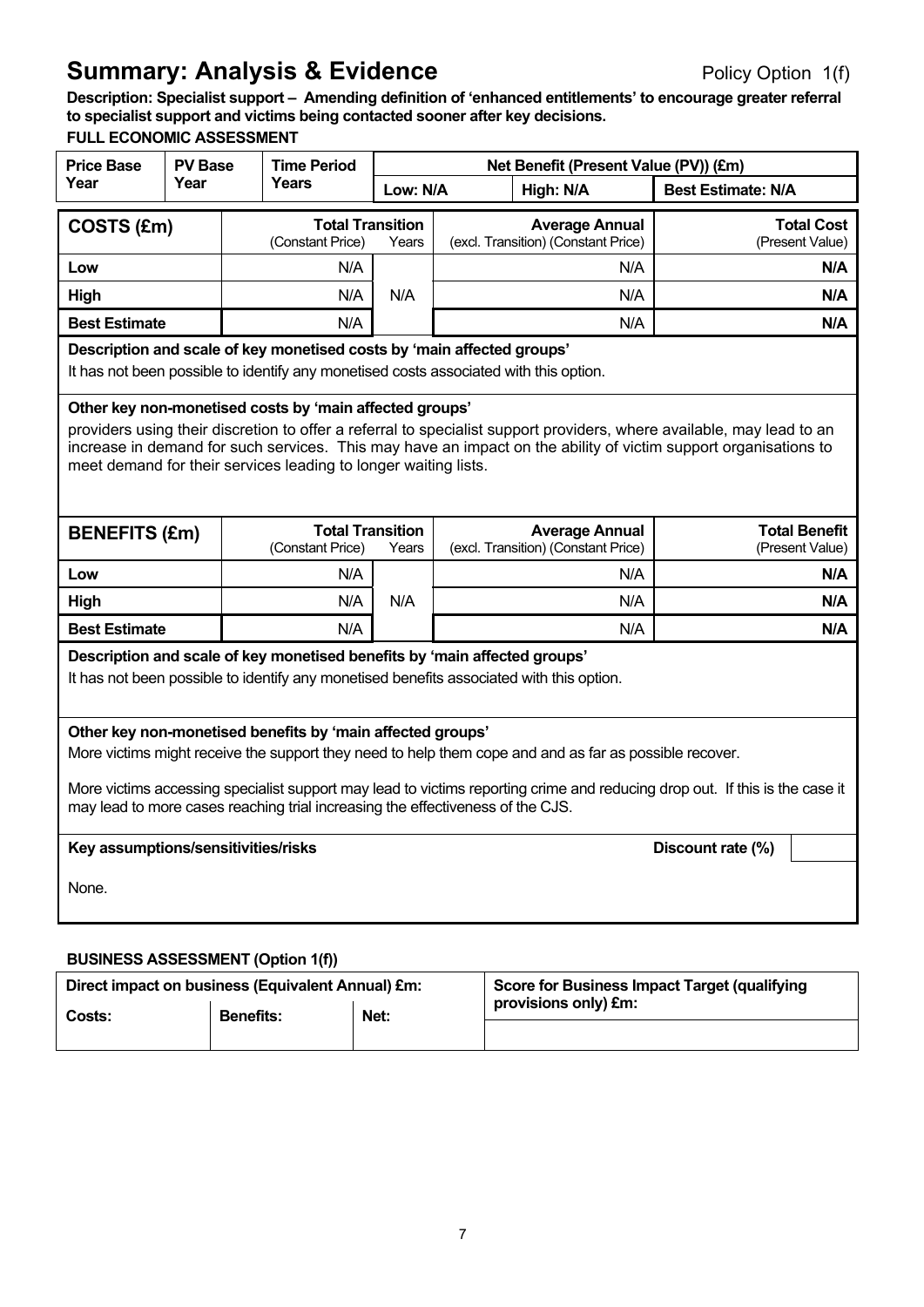# Summary: Analysis & Evidence

Policy Option 1(f)

**Description: Specialist support – Amending definition of 'enhanced entitlements' to encourage greater referral to specialist support and victims being contacted sooner after key decisions.**

**FULL ECONOMIC ASSESSMENT**

| Price Base Year | PV Base Year | Time Period Years | Net Benefit (Present Value (PV)) (£m) | | |
|---|---|---|---|---|---|
| | | | Low: N/A | High: N/A | Best Estimate: N/A |

| COSTS (£m) | Total Transition (Constant Price) | Years | Average Annual (excl. Transition) (Constant Price) | Total Cost (Present Value) |
|---|---|---|---|---|
| Low | N/A | | N/A | **N/A** |
| High | N/A | N/A | N/A | **N/A** |
| Best Estimate | N/A | | N/A | **N/A** |

**Description and scale of key monetised costs by 'main affected groups'**

It has not been possible to identify any monetised costs associated with this option.

**Other key non-monetised costs by 'main affected groups'**

providers using their discretion to offer a referral to specialist support providers, where available, may lead to an increase in demand for such services. This may have an impact on the ability of victim support organisations to meet demand for their services leading to longer waiting lists.

| BENEFITS (£m) | Total Transition (Constant Price) | Years | Average Annual (excl. Transition) (Constant Price) | Total Benefit (Present Value) |
|---|---|---|---|---|
| Low | N/A | | N/A | **N/A** |
| High | N/A | N/A | N/A | **N/A** |
| Best Estimate | N/A | | N/A | **N/A** |

**Description and scale of key monetised benefits by 'main affected groups'**

It has not been possible to identify any monetised benefits associated with this option.

**Other key non-monetised benefits by 'main affected groups'**

More victims might receive the support they need to help them cope and and as far as possible recover.

More victims accessing specialist support may lead to victims reporting crime and reducing drop out. If this is the case it may lead to more cases reaching trial increasing the effectiveness of the CJS.

**Key assumptions/sensitivities/risks** **Discount rate (%)**

None.

**BUSINESS ASSESSMENT (Option 1(f))**

| Direct impact on business (Equivalent Annual) £m: | | | Score for Business Impact Target (qualifying provisions only) £m: |
|---|---|---|---|
| Costs: | Benefits: | Net: | |
| | | | |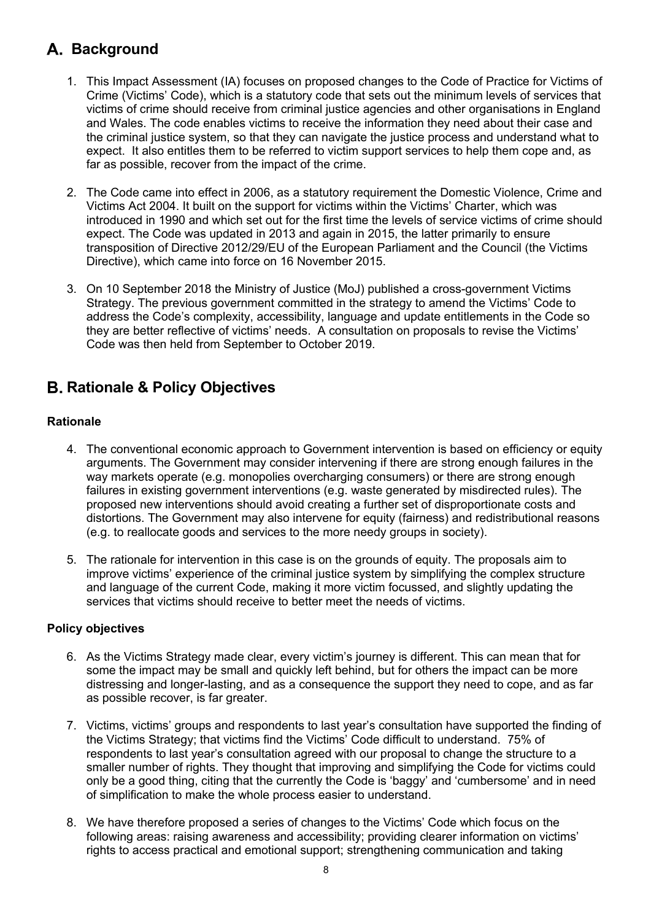## A. Background

1. This Impact Assessment (IA) focuses on proposed changes to the Code of Practice for Victims of Crime (Victims' Code), which is a statutory code that sets out the minimum levels of services that victims of crime should receive from criminal justice agencies and other organisations in England and Wales. The code enables victims to receive the information they need about their case and the criminal justice system, so that they can navigate the justice process and understand what to expect. It also entitles them to be referred to victim support services to help them cope and, as far as possible, recover from the impact of the crime.

2. The Code came into effect in 2006, as a statutory requirement the Domestic Violence, Crime and Victims Act 2004. It built on the support for victims within the Victims' Charter, which was introduced in 1990 and which set out for the first time the levels of service victims of crime should expect. The Code was updated in 2013 and again in 2015, the latter primarily to ensure transposition of Directive 2012/29/EU of the European Parliament and the Council (the Victims Directive), which came into force on 16 November 2015.

3. On 10 September 2018 the Ministry of Justice (MoJ) published a cross-government Victims Strategy. The previous government committed in the strategy to amend the Victims' Code to address the Code's complexity, accessibility, language and update entitlements in the Code so they are better reflective of victims' needs. A consultation on proposals to revise the Victims' Code was then held from September to October 2019.

## B. Rationale & Policy Objectives

### Rationale

4. The conventional economic approach to Government intervention is based on efficiency or equity arguments. The Government may consider intervening if there are strong enough failures in the way markets operate (e.g. monopolies overcharging consumers) or there are strong enough failures in existing government interventions (e.g. waste generated by misdirected rules). The proposed new interventions should avoid creating a further set of disproportionate costs and distortions. The Government may also intervene for equity (fairness) and redistributional reasons (e.g. to reallocate goods and services to the more needy groups in society).

5. The rationale for intervention in this case is on the grounds of equity. The proposals aim to improve victims' experience of the criminal justice system by simplifying the complex structure and language of the current Code, making it more victim focussed, and slightly updating the services that victims should receive to better meet the needs of victims.

### Policy objectives

6. As the Victims Strategy made clear, every victim's journey is different. This can mean that for some the impact may be small and quickly left behind, but for others the impact can be more distressing and longer-lasting, and as a consequence the support they need to cope, and as far as possible recover, is far greater.

7. Victims, victims' groups and respondents to last year's consultation have supported the finding of the Victims Strategy; that victims find the Victims' Code difficult to understand. 75% of respondents to last year's consultation agreed with our proposal to change the structure to a smaller number of rights. They thought that improving and simplifying the Code for victims could only be a good thing, citing that the currently the Code is 'baggy' and 'cumbersome' and in need of simplification to make the whole process easier to understand.

8. We have therefore proposed a series of changes to the Victims' Code which focus on the following areas: raising awareness and accessibility; providing clearer information on victims' rights to access practical and emotional support; strengthening communication and taking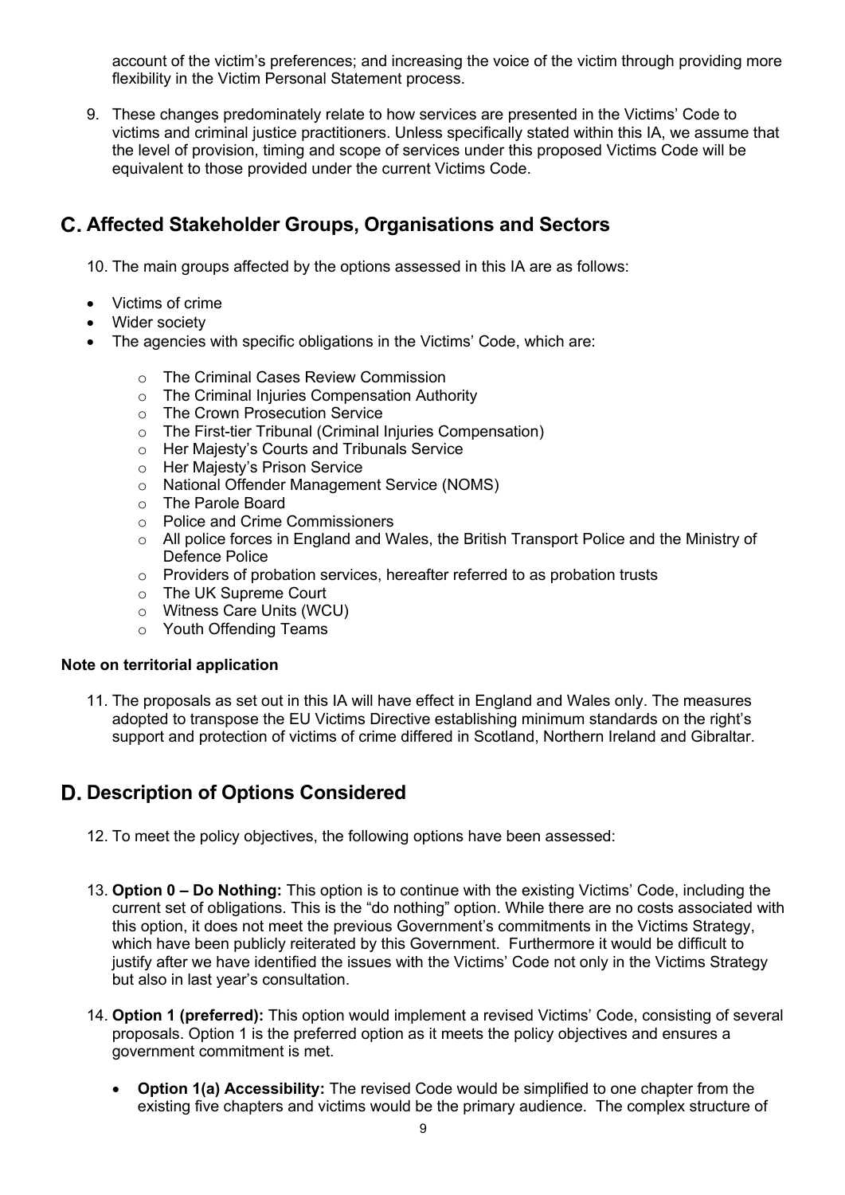account of the victim's preferences; and increasing the voice of the victim through providing more flexibility in the Victim Personal Statement process.

9. These changes predominately relate to how services are presented in the Victims' Code to victims and criminal justice practitioners. Unless specifically stated within this IA, we assume that the level of provision, timing and scope of services under this proposed Victims Code will be equivalent to those provided under the current Victims Code.

## C. Affected Stakeholder Groups, Organisations and Sectors

10. The main groups affected by the options assessed in this IA are as follows:

- Victims of crime
- Wider society
- The agencies with specific obligations in the Victims' Code, which are:
  - The Criminal Cases Review Commission
  - The Criminal Injuries Compensation Authority
  - The Crown Prosecution Service
  - The First-tier Tribunal (Criminal Injuries Compensation)
  - Her Majesty's Courts and Tribunals Service
  - Her Majesty's Prison Service
  - National Offender Management Service (NOMS)
  - The Parole Board
  - Police and Crime Commissioners
  - All police forces in England and Wales, the British Transport Police and the Ministry of Defence Police
  - Providers of probation services, hereafter referred to as probation trusts
  - The UK Supreme Court
  - Witness Care Units (WCU)
  - Youth Offending Teams

**Note on territorial application**

11. The proposals as set out in this IA will have effect in England and Wales only. The measures adopted to transpose the EU Victims Directive establishing minimum standards on the right's support and protection of victims of crime differed in Scotland, Northern Ireland and Gibraltar.

## D. Description of Options Considered

12. To meet the policy objectives, the following options have been assessed:

13. **Option 0 – Do Nothing:** This option is to continue with the existing Victims' Code, including the current set of obligations. This is the "do nothing" option. While there are no costs associated with this option, it does not meet the previous Government's commitments in the Victims Strategy, which have been publicly reiterated by this Government. Furthermore it would be difficult to justify after we have identified the issues with the Victims' Code not only in the Victims Strategy but also in last year's consultation.

14. **Option 1 (preferred):** This option would implement a revised Victims' Code, consisting of several proposals. Option 1 is the preferred option as it meets the policy objectives and ensures a government commitment is met.

    - **Option 1(a) Accessibility:** The revised Code would be simplified to one chapter from the existing five chapters and victims would be the primary audience. The complex structure of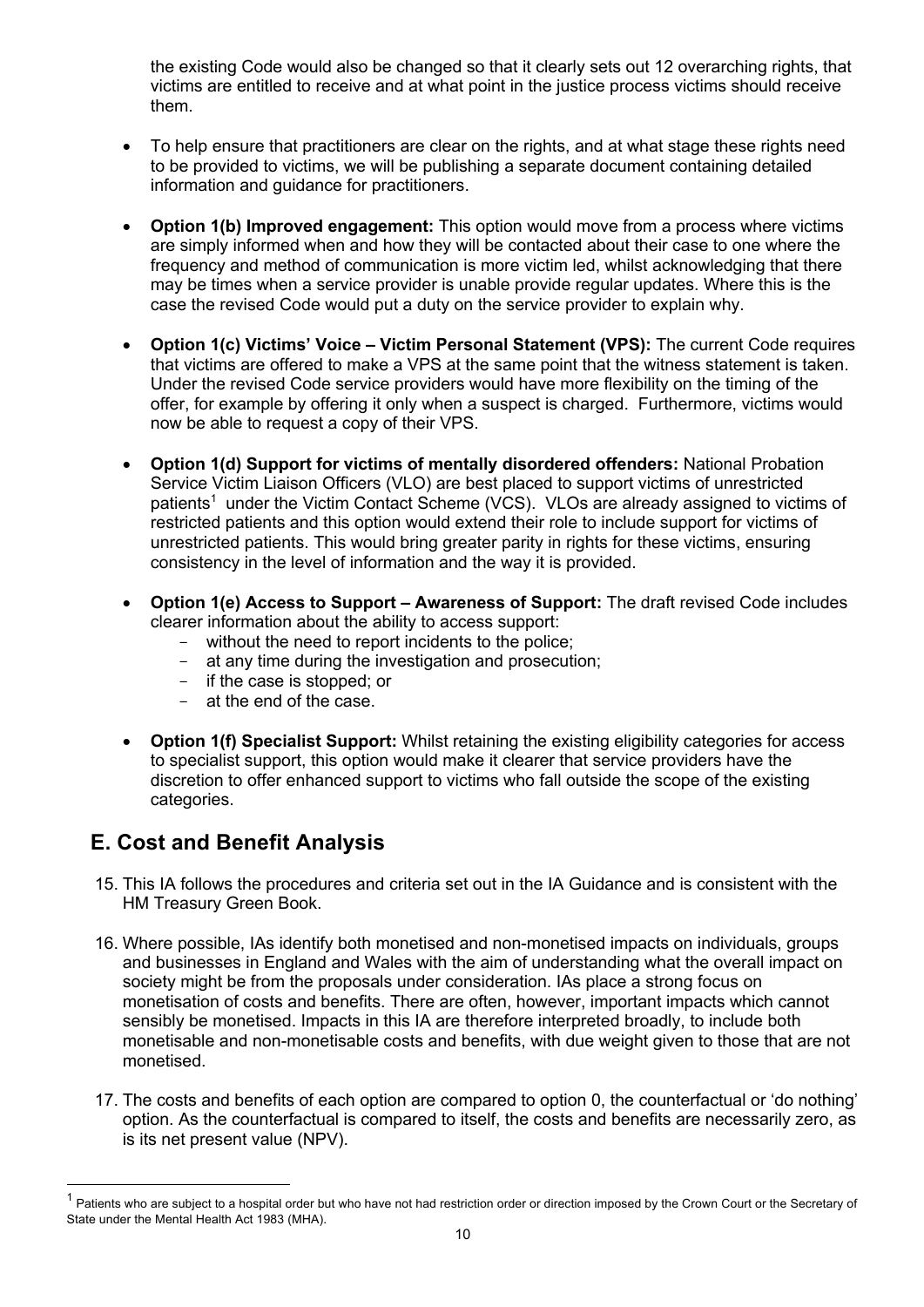the existing Code would also be changed so that it clearly sets out 12 overarching rights, that victims are entitled to receive and at what point in the justice process victims should receive them.

- To help ensure that practitioners are clear on the rights, and at what stage these rights need to be provided to victims, we will be publishing a separate document containing detailed information and guidance for practitioners.

- **Option 1(b) Improved engagement:** This option would move from a process where victims are simply informed when and how they will be contacted about their case to one where the frequency and method of communication is more victim led, whilst acknowledging that there may be times when a service provider is unable provide regular updates. Where this is the case the revised Code would put a duty on the service provider to explain why.

- **Option 1(c) Victims' Voice – Victim Personal Statement (VPS):** The current Code requires that victims are offered to make a VPS at the same point that the witness statement is taken. Under the revised Code service providers would have more flexibility on the timing of the offer, for example by offering it only when a suspect is charged. Furthermore, victims would now be able to request a copy of their VPS.

- **Option 1(d) Support for victims of mentally disordered offenders:** National Probation Service Victim Liaison Officers (VLO) are best placed to support victims of unrestricted patients[1] under the Victim Contact Scheme (VCS). VLOs are already assigned to victims of restricted patients and this option would extend their role to include support for victims of unrestricted patients. This would bring greater parity in rights for these victims, ensuring consistency in the level of information and the way it is provided.

- **Option 1(e) Access to Support – Awareness of Support:** The draft revised Code includes clearer information about the ability to access support:
  - without the need to report incidents to the police;
  - at any time during the investigation and prosecution;
  - if the case is stopped; or
  - at the end of the case.

- **Option 1(f) Specialist Support:** Whilst retaining the existing eligibility categories for access to specialist support, this option would make it clearer that service providers have the discretion to offer enhanced support to victims who fall outside the scope of the existing categories.

## E. Cost and Benefit Analysis

15. This IA follows the procedures and criteria set out in the IA Guidance and is consistent with the HM Treasury Green Book.

16. Where possible, IAs identify both monetised and non-monetised impacts on individuals, groups and businesses in England and Wales with the aim of understanding what the overall impact on society might be from the proposals under consideration. IAs place a strong focus on monetisation of costs and benefits. There are often, however, important impacts which cannot sensibly be monetised. Impacts in this IA are therefore interpreted broadly, to include both monetisable and non-monetisable costs and benefits, with due weight given to those that are not monetised.

17. The costs and benefits of each option are compared to option 0, the counterfactual or 'do nothing' option. As the counterfactual is compared to itself, the costs and benefits are necessarily zero, as is its net present value (NPV).

---

[1] Patients who are subject to a hospital order but who have not had restriction order or direction imposed by the Crown Court or the Secretary of State under the Mental Health Act 1983 (MHA).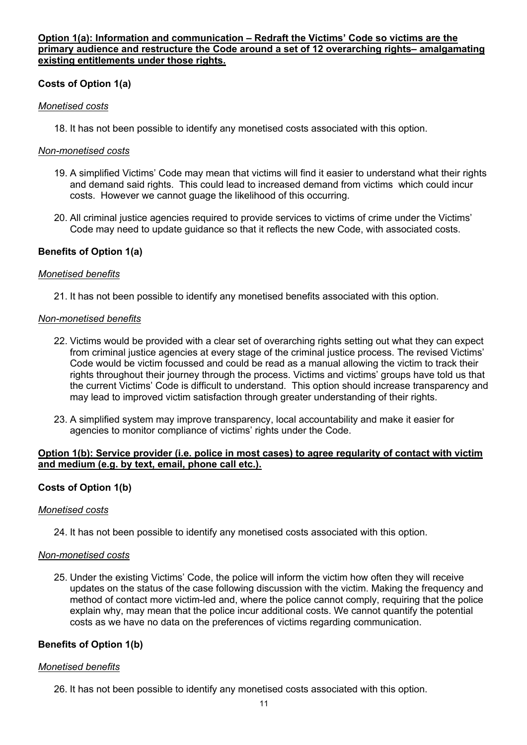**Option 1(a): Information and communication – Redraft the Victims' Code so victims are the primary audience and restructure the Code around a set of 12 overarching rights– amalgamating existing entitlements under those rights.**

**Costs of Option 1(a)**

*Monetised costs*

18. It has not been possible to identify any monetised costs associated with this option.

*Non-monetised costs*

19. A simplified Victims' Code may mean that victims will find it easier to understand what their rights and demand said rights. This could lead to increased demand from victims which could incur costs. However we cannot guage the likelihood of this occurring.

20. All criminal justice agencies required to provide services to victims of crime under the Victims' Code may need to update guidance so that it reflects the new Code, with associated costs.

**Benefits of Option 1(a)**

*Monetised benefits*

21. It has not been possible to identify any monetised benefits associated with this option.

*Non-monetised benefits*

22. Victims would be provided with a clear set of overarching rights setting out what they can expect from criminal justice agencies at every stage of the criminal justice process. The revised Victims' Code would be victim focussed and could be read as a manual allowing the victim to track their rights throughout their journey through the process. Victims and victims' groups have told us that the current Victims' Code is difficult to understand. This option should increase transparency and may lead to improved victim satisfaction through greater understanding of their rights.

23. A simplified system may improve transparency, local accountability and make it easier for agencies to monitor compliance of victims' rights under the Code.

**Option 1(b): Service provider (i.e. police in most cases) to agree regularity of contact with victim and medium (e.g. by text, email, phone call etc.).**

**Costs of Option 1(b)**

*Monetised costs*

24. It has not been possible to identify any monetised costs associated with this option.

*Non-monetised costs*

25. Under the existing Victims' Code, the police will inform the victim how often they will receive updates on the status of the case following discussion with the victim. Making the frequency and method of contact more victim-led and, where the police cannot comply, requiring that the police explain why, may mean that the police incur additional costs. We cannot quantify the potential costs as we have no data on the preferences of victims regarding communication.

**Benefits of Option 1(b)**

*Monetised benefits*

26. It has not been possible to identify any monetised costs associated with this option.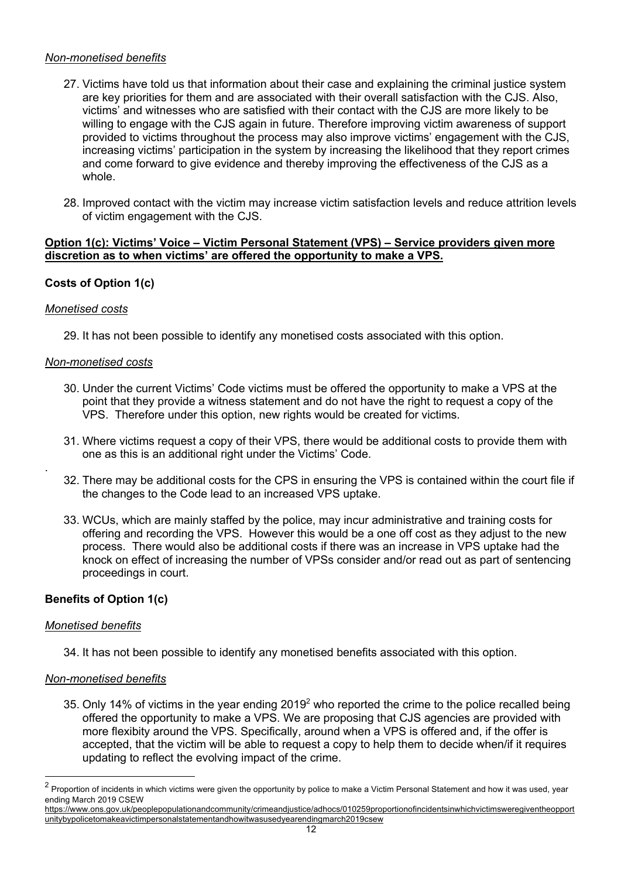*Non-monetised benefits*

27. Victims have told us that information about their case and explaining the criminal justice system are key priorities for them and are associated with their overall satisfaction with the CJS. Also, victims' and witnesses who are satisfied with their contact with the CJS are more likely to be willing to engage with the CJS again in future. Therefore improving victim awareness of support provided to victims throughout the process may also improve victims' engagement with the CJS, increasing victims' participation in the system by increasing the likelihood that they report crimes and come forward to give evidence and thereby improving the effectiveness of the CJS as a whole.

28. Improved contact with the victim may increase victim satisfaction levels and reduce attrition levels of victim engagement with the CJS.

**Option 1(c): Victims' Voice – Victim Personal Statement (VPS) – Service providers given more discretion as to when victims' are offered the opportunity to make a VPS.**

**Costs of Option 1(c)**

*Monetised costs*

29. It has not been possible to identify any monetised costs associated with this option.

*Non-monetised costs*

30. Under the current Victims' Code victims must be offered the opportunity to make a VPS at the point that they provide a witness statement and do not have the right to request a copy of the VPS. Therefore under this option, new rights would be created for victims.

31. Where victims request a copy of their VPS, there would be additional costs to provide them with one as this is an additional right under the Victims' Code.

32. There may be additional costs for the CPS in ensuring the VPS is contained within the court file if the changes to the Code lead to an increased VPS uptake.

33. WCUs, which are mainly staffed by the police, may incur administrative and training costs for offering and recording the VPS. However this would be a one off cost as they adjust to the new process. There would also be additional costs if there was an increase in VPS uptake had the knock on effect of increasing the number of VPSs consider and/or read out as part of sentencing proceedings in court.

**Benefits of Option 1(c)**

*Monetised benefits*

34. It has not been possible to identify any monetised benefits associated with this option.

*Non-monetised benefits*

35. Only 14% of victims in the year ending 2019[2] who reported the crime to the police recalled being offered the opportunity to make a VPS. We are proposing that CJS agencies are provided with more flexibility around the VPS. Specifically, around when a VPS is offered and, if the offer is accepted, that the victim will be able to request a copy to help them to decide when/if it requires updating to reflect the evolving impact of the crime.

[2] Proportion of incidents in which victims were given the opportunity by police to make a Victim Personal Statement and how it was used, year ending March 2019 CSEW
https://www.ons.gov.uk/peoplepopulationandcommunity/crimeandjustice/adhocs/010259proportionofincidentsinwhichvictimsweregiventheopportunitybypolicetomakeavictimpersonalstatementandhowitwasusedyearendingmarch2019csew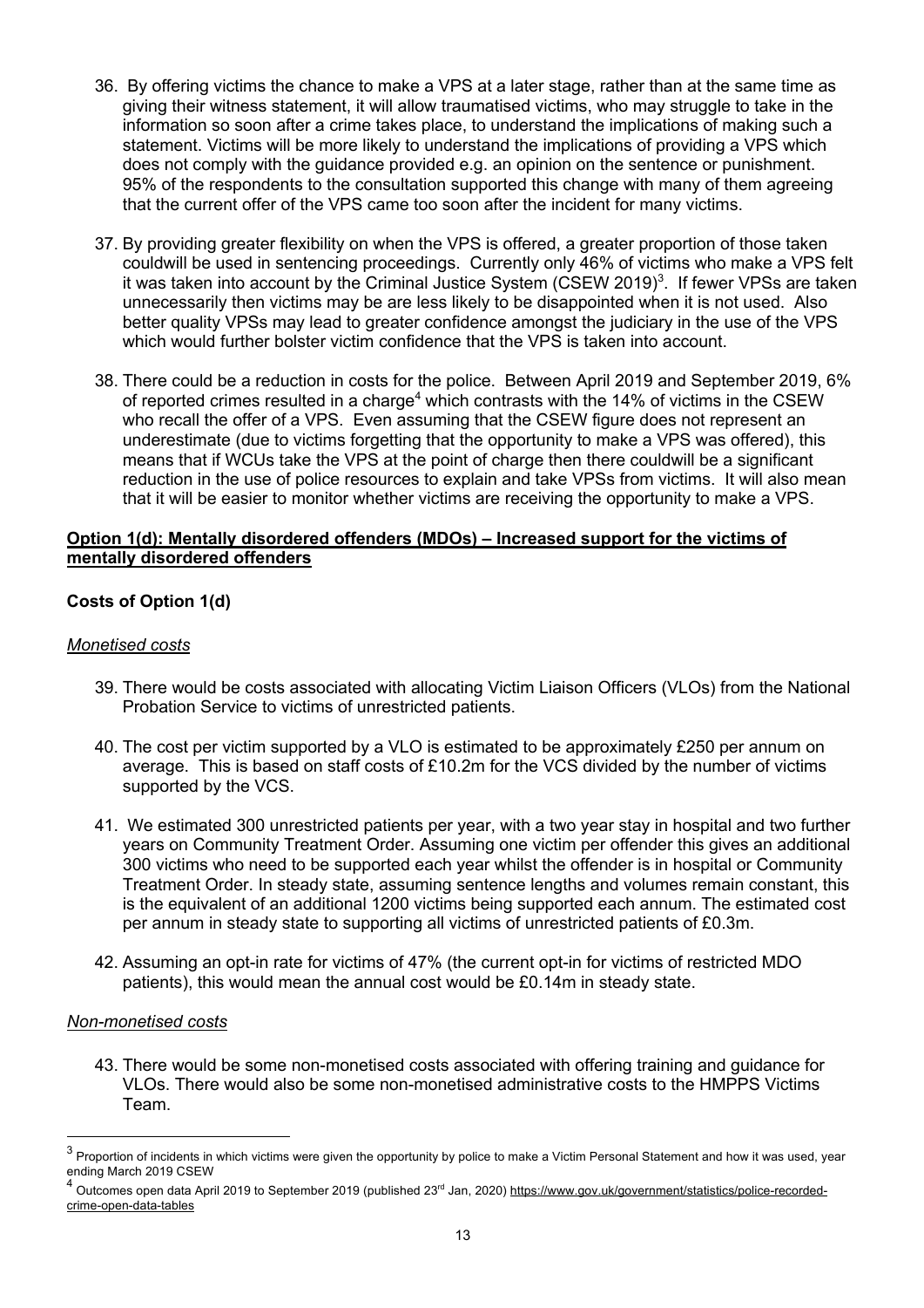36. By offering victims the chance to make a VPS at a later stage, rather than at the same time as giving their witness statement, it will allow traumatised victims, who may struggle to take in the information so soon after a crime takes place, to understand the implications of making such a statement. Victims will be more likely to understand the implications of providing a VPS which does not comply with the guidance provided e.g. an opinion on the sentence or punishment. 95% of the respondents to the consultation supported this change with many of them agreeing that the current offer of the VPS came too soon after the incident for many victims.

37. By providing greater flexibility on when the VPS is offered, a greater proportion of those taken couldwill be used in sentencing proceedings. Currently only 46% of victims who make a VPS felt it was taken into account by the Criminal Justice System (CSEW 2019)[3]. If fewer VPSs are taken unnecessarily then victims may be are less likely to be disappointed when it is not used. Also better quality VPSs may lead to greater confidence amongst the judiciary in the use of the VPS which would further bolster victim confidence that the VPS is taken into account.

38. There could be a reduction in costs for the police. Between April 2019 and September 2019, 6% of reported crimes resulted in a charge[4] which contrasts with the 14% of victims in the CSEW who recall the offer of a VPS. Even assuming that the CSEW figure does not represent an underestimate (due to victims forgetting that the opportunity to make a VPS was offered), this means that if WCUs take the VPS at the point of charge then there couldwill be a significant reduction in the use of police resources to explain and take VPSs from victims. It will also mean that it will be easier to monitor whether victims are receiving the opportunity to make a VPS.

**Option 1(d): Mentally disordered offenders (MDOs) – Increased support for the victims of mentally disordered offenders**

**Costs of Option 1(d)**

*Monetised costs*

39. There would be costs associated with allocating Victim Liaison Officers (VLOs) from the National Probation Service to victims of unrestricted patients.

40. The cost per victim supported by a VLO is estimated to be approximately £250 per annum on average. This is based on staff costs of £10.2m for the VCS divided by the number of victims supported by the VCS.

41. We estimated 300 unrestricted patients per year, with a two year stay in hospital and two further years on Community Treatment Order. Assuming one victim per offender this gives an additional 300 victims who need to be supported each year whilst the offender is in hospital or Community Treatment Order. In steady state, assuming sentence lengths and volumes remain constant, this is the equivalent of an additional 1200 victims being supported each annum. The estimated cost per annum in steady state to supporting all victims of unrestricted patients of £0.3m.

42. Assuming an opt-in rate for victims of 47% (the current opt-in for victims of restricted MDO patients), this would mean the annual cost would be £0.14m in steady state.

*Non-monetised costs*

43. There would be some non-monetised costs associated with offering training and guidance for VLOs. There would also be some non-monetised administrative costs to the HMPPS Victims Team.

---

[3] Proportion of incidents in which victims were given the opportunity by police to make a Victim Personal Statement and how it was used, year ending March 2019 CSEW

[4] Outcomes open data April 2019 to September 2019 (published 23rd Jan, 2020) https://www.gov.uk/government/statistics/police-recorded-crime-open-data-tables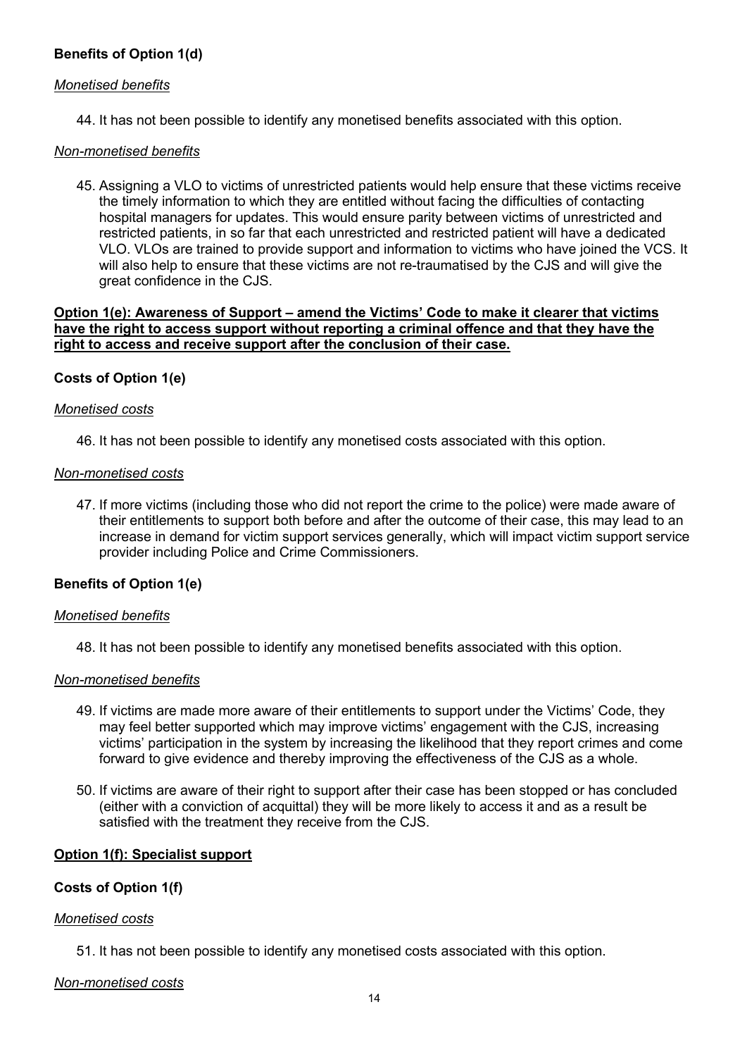### Benefits of Option 1(d)

*Monetised benefits*

44. It has not been possible to identify any monetised benefits associated with this option.

*Non-monetised benefits*

45. Assigning a VLO to victims of unrestricted patients would help ensure that these victims receive the timely information to which they are entitled without facing the difficulties of contacting hospital managers for updates. This would ensure parity between victims of unrestricted and restricted patients, in so far that each unrestricted and restricted patient will have a dedicated VLO. VLOs are trained to provide support and information to victims who have joined the VCS. It will also help to ensure that these victims are not re-traumatised by the CJS and will give the great confidence in the CJS.

**Option 1(e): Awareness of Support – amend the Victims' Code to make it clearer that victims have the right to access support without reporting a criminal offence and that they have the right to access and receive support after the conclusion of their case.**

### Costs of Option 1(e)

*Monetised costs*

46. It has not been possible to identify any monetised costs associated with this option.

*Non-monetised costs*

47. If more victims (including those who did not report the crime to the police) were made aware of their entitlements to support both before and after the outcome of their case, this may lead to an increase in demand for victim support services generally, which will impact victim support service provider including Police and Crime Commissioners.

### Benefits of Option 1(e)

*Monetised benefits*

48. It has not been possible to identify any monetised benefits associated with this option.

*Non-monetised benefits*

49. If victims are made more aware of their entitlements to support under the Victims' Code, they may feel better supported which may improve victims' engagement with the CJS, increasing victims' participation in the system by increasing the likelihood that they report crimes and come forward to give evidence and thereby improving the effectiveness of the CJS as a whole.

50. If victims are aware of their right to support after their case has been stopped or has concluded (either with a conviction of acquittal) they will be more likely to access it and as a result be satisfied with the treatment they receive from the CJS.

**Option 1(f): Specialist support**

### Costs of Option 1(f)

*Monetised costs*

51. It has not been possible to identify any monetised costs associated with this option.

*Non-monetised costs*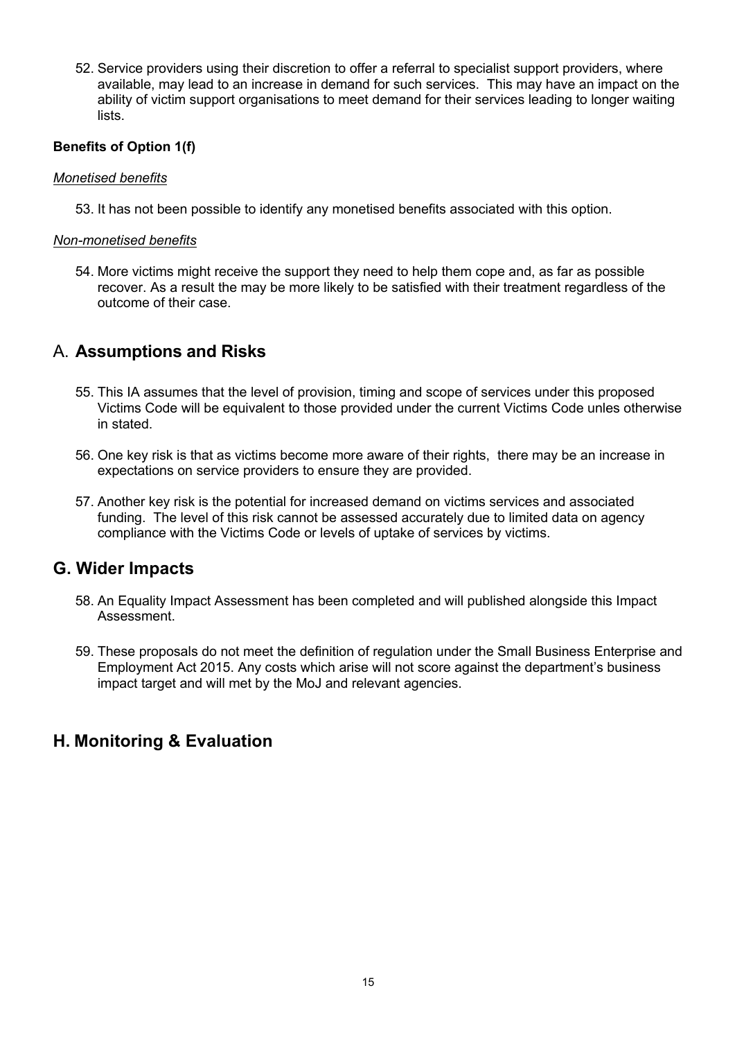52. Service providers using their discretion to offer a referral to specialist support providers, where available, may lead to an increase in demand for such services. This may have an impact on the ability of victim support organisations to meet demand for their services leading to longer waiting lists.

**Benefits of Option 1(f)**

*Monetised benefits*

53. It has not been possible to identify any monetised benefits associated with this option.

*Non-monetised benefits*

54. More victims might receive the support they need to help them cope and, as far as possible recover. As a result the may be more likely to be satisfied with their treatment regardless of the outcome of their case.

## A. **Assumptions and Risks**

55. This IA assumes that the level of provision, timing and scope of services under this proposed Victims Code will be equivalent to those provided under the current Victims Code unles otherwise in stated.

56. One key risk is that as victims become more aware of their rights, there may be an increase in expectations on service providers to ensure they are provided.

57. Another key risk is the potential for increased demand on victims services and associated funding. The level of this risk cannot be assessed accurately due to limited data on agency compliance with the Victims Code or levels of uptake of services by victims.

## G. Wider Impacts

58. An Equality Impact Assessment has been completed and will published alongside this Impact Assessment.

59. These proposals do not meet the definition of regulation under the Small Business Enterprise and Employment Act 2015. Any costs which arise will not score against the department's business impact target and will met by the MoJ and relevant agencies.

## H. Monitoring & Evaluation